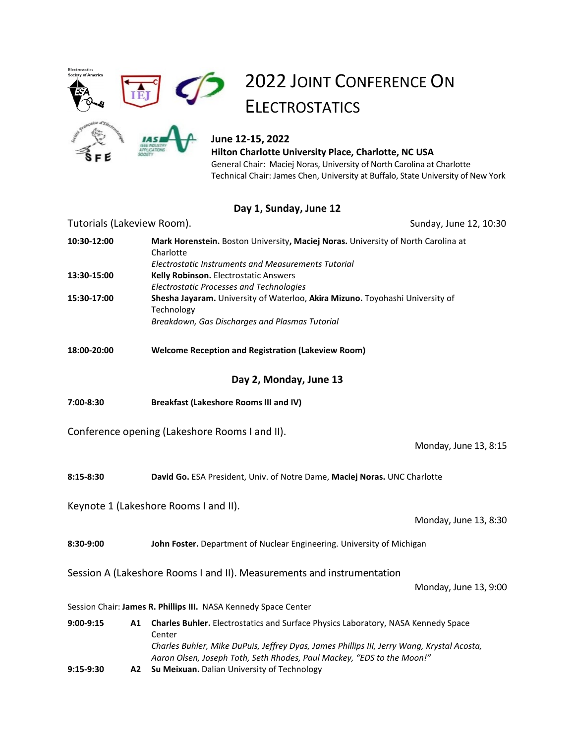# 2022 Joint Conference On Electrostatics

**June 12-15, 2022**
**Hilton Charlotte University Place, Charlotte, NC USA**
General Chair: Maciej Noras, University of North Carolina at Charlotte
Technical Chair: James Chen, University at Buffalo, State University of New York

## Day 1, Sunday, June 12

### Tutorials (Lakeview Room).

Sunday, June 12, 10:30

**10:30-12:00** **Mark Horenstein.** Boston University**, Maciej Noras.** University of North Carolina at Charlotte
*Electrostatic Instruments and Measurements Tutorial*

**13:30-15:00** **Kelly Robinson.** Electrostatic Answers
*Electrostatic Processes and Technologies*

**15:30-17:00** **Shesha Jayaram.** University of Waterloo, **Akira Mizuno.** Toyohashi University of Technology
*Breakdown, Gas Discharges and Plasmas Tutorial*

**18:00-20:00** **Welcome Reception and Registration (Lakeview Room)**

## Day 2, Monday, June 13

**7:00-8:30** **Breakfast (Lakeshore Rooms III and IV)**

### Conference opening (Lakeshore Rooms I and II).

Monday, June 13, 8:15

**8:15-8:30** **David Go.** ESA President, Univ. of Notre Dame, **Maciej Noras.** UNC Charlotte

### Keynote 1 (Lakeshore Rooms I and II).

Monday, June 13, 8:30

**8:30-9:00** **John Foster.** Department of Nuclear Engineering. University of Michigan

### Session A (Lakeshore Rooms I and II). Measurements and instrumentation

Monday, June 13, 9:00

Session Chair: **James R. Phillips III.** NASA Kennedy Space Center

**9:00-9:15** **A1** **Charles Buhler.** Electrostatics and Surface Physics Laboratory, NASA Kennedy Space Center
*Charles Buhler, Mike DuPuis, Jeffrey Dyas, James Phillips III, Jerry Wang, Krystal Acosta, Aaron Olsen, Joseph Toth, Seth Rhodes, Paul Mackey, "EDS to the Moon!"*

**9:15-9:30** **A2** **Su Meixuan.** Dalian University of Technology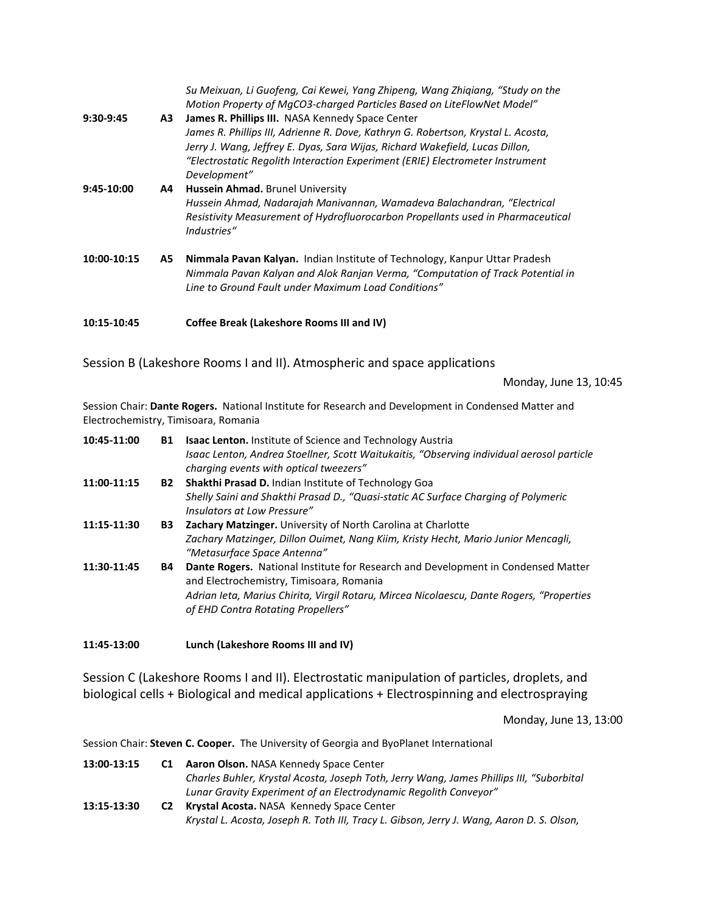*Su Meixuan, Li Guofeng, Cai Kewei, Yang Zhipeng, Wang Zhiqiang, "Study on the Motion Property of $MgCO_3$-charged Particles Based on LiteFlowNet Model"*

**9:30-9:45** **A3** **James R. Phillips III.** NASA Kennedy Space Center
*James R. Phillips III, Adrienne R. Dove, Kathryn G. Robertson, Krystal L. Acosta, Jerry J. Wang, Jeffrey E. Dyas, Sara Wijas, Richard Wakefield, Lucas Dillon, "Electrostatic Regolith Interaction Experiment (ERIE) Electrometer Instrument Development"*

**9:45-10:00** **A4** **Hussein Ahmad.** Brunel University
*Hussein Ahmad, Nadarajah Manivannan, Wamadeva Balachandran, "Electrical Resistivity Measurement of Hydrofluorocarbon Propellants used in Pharmaceutical Industries"*

**10:00-10:15** **A5** **Nimmala Pavan Kalyan.** Indian Institute of Technology, Kanpur Uttar Pradesh
*Nimmala Pavan Kalyan and Alok Ranjan Verma, "Computation of Track Potential in Line to Ground Fault under Maximum Load Conditions"*

**10:15-10:45** **Coffee Break (Lakeshore Rooms III and IV)**

## Session B (Lakeshore Rooms I and II). Atmospheric and space applications

Monday, June 13, 10:45

Session Chair: **Dante Rogers.** National Institute for Research and Development in Condensed Matter and Electrochemistry, Timisoara, Romania

**10:45-11:00** **B1** **Isaac Lenton.** Institute of Science and Technology Austria
*Isaac Lenton, Andrea Stoellner, Scott Waitukaitis, "Observing individual aerosol particle charging events with optical tweezers"*

**11:00-11:15** **B2** **Shakthi Prasad D.** Indian Institute of Technology Goa
*Shelly Saini and Shakthi Prasad D., "Quasi-static AC Surface Charging of Polymeric Insulators at Low Pressure"*

**11:15-11:30** **B3** **Zachary Matzinger.** University of North Carolina at Charlotte
*Zachary Matzinger, Dillon Ouimet, Nang Kiim, Kristy Hecht, Mario Junior Mencagli, "Metasurface Space Antenna"*

**11:30-11:45** **B4** **Dante Rogers.** National Institute for Research and Development in Condensed Matter and Electrochemistry, Timisoara, Romania
*Adrian Ieta, Marius Chirita, Virgil Rotaru, Mircea Nicolaescu, Dante Rogers, "Properties of EHD Contra Rotating Propellers"*

**11:45-13:00** **Lunch (Lakeshore Rooms III and IV)**

## Session C (Lakeshore Rooms I and II). Electrostatic manipulation of particles, droplets, and biological cells + Biological and medical applications + Electrospinning and electrospraying

Monday, June 13, 13:00

Session Chair: **Steven C. Cooper.** The University of Georgia and ByoPlanet International

**13:00-13:15** **C1** **Aaron Olson.** NASA Kennedy Space Center
*Charles Buhler, Krystal Acosta, Joseph Toth, Jerry Wang, James Phillips III, "Suborbital Lunar Gravity Experiment of an Electrodynamic Regolith Conveyor"*

**13:15-13:30** **C2** **Krystal Acosta.** NASA Kennedy Space Center
*Krystal L. Acosta, Joseph R. Toth III, Tracy L. Gibson, Jerry J. Wang, Aaron D. S. Olson,*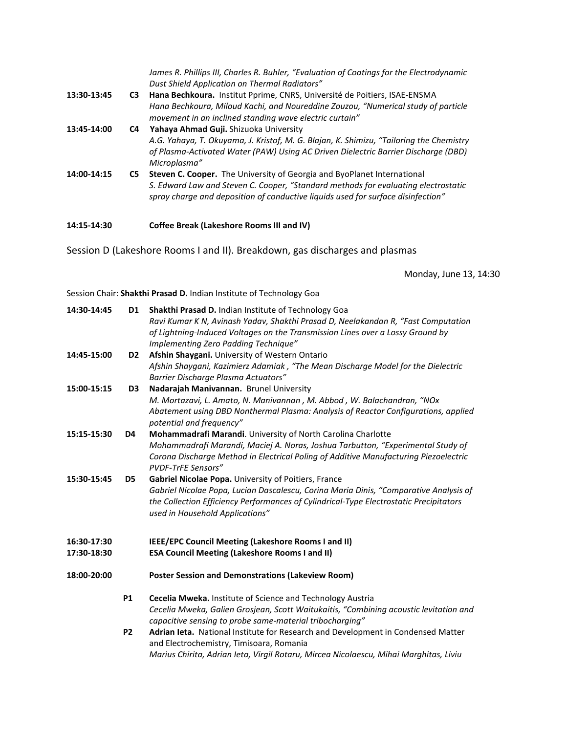*James R. Phillips III, Charles R. Buhler, "Evaluation of Coatings for the Electrodynamic Dust Shield Application on Thermal Radiators"*

**13:30-13:45 C3 Hana Bechkoura.** Institut Pprime, CNRS, Université de Poitiers, ISAE-ENSMA
*Hana Bechkoura, Miloud Kachi, and Noureddine Zouzou, "Numerical study of particle movement in an inclined standing wave electric curtain"*

**13:45-14:00 C4 Yahaya Ahmad Guji.** Shizuoka University
*A.G. Yahaya, T. Okuyama, J. Kristof, M. G. Blajan, K. Shimizu, "Tailoring the Chemistry of Plasma-Activated Water (PAW) Using AC Driven Dielectric Barrier Discharge (DBD) Microplasma"*

**14:00-14:15 C5 Steven C. Cooper.** The University of Georgia and ByoPlanet International
*S. Edward Law and Steven C. Cooper, "Standard methods for evaluating electrostatic spray charge and deposition of conductive liquids used for surface disinfection"*

**14:15-14:30 Coffee Break (Lakeshore Rooms III and IV)**

## Session D (Lakeshore Rooms I and II). Breakdown, gas discharges and plasmas

Monday, June 13, 14:30

Session Chair: **Shakthi Prasad D.** Indian Institute of Technology Goa

**14:30-14:45 D1 Shakthi Prasad D.** Indian Institute of Technology Goa
*Ravi Kumar K N, Avinash Yadav, Shakthi Prasad D, Neelakandan R, "Fast Computation of Lightning-Induced Voltages on the Transmission Lines over a Lossy Ground by Implementing Zero Padding Technique"*

**14:45-15:00 D2 Afshin Shaygani.** University of Western Ontario
*Afshin Shaygani, Kazimierz Adamiak , "The Mean Discharge Model for the Dielectric Barrier Discharge Plasma Actuators"*

**15:00-15:15 D3 Nadarajah Manivannan.** Brunel University
*M. Mortazavi, L. Amato, N. Manivannan , M. Abbod , W. Balachandran, "NOx Abatement using DBD Nonthermal Plasma: Analysis of Reactor Configurations, applied potential and frequency"*

**15:15-15:30 D4 Mohammadrafi Marandi**. University of North Carolina Charlotte
*Mohammadrafi Marandi, Maciej A. Noras, Joshua Tarbutton, "Experimental Study of Corona Discharge Method in Electrical Poling of Additive Manufacturing Piezoelectric PVDF-TrFE Sensors"*

**15:30-15:45 D5 Gabriel Nicolae Popa.** University of Poitiers, France
*Gabriel Nicolae Popa, Lucian Dascalescu, Corina Maria Dinis, "Comparative Analysis of the Collection Efficiency Performances of Cylindrical-Type Electrostatic Precipitators used in Household Applications"*

**16:30-17:30 IEEE/EPC Council Meeting (Lakeshore Rooms I and II)**

**17:30-18:30 ESA Council Meeting (Lakeshore Rooms I and II)**

**18:00-20:00 Poster Session and Demonstrations (Lakeview Room)**

**P1 Cecelia Mweka.** Institute of Science and Technology Austria
*Cecelia Mweka, Galien Grosjean, Scott Waitukaitis, "Combining acoustic levitation and capacitive sensing to probe same-material tribocharging"*

**P2 Adrian Ieta.** National Institute for Research and Development in Condensed Matter and Electrochemistry, Timisoara, Romania
*Marius Chirita, Adrian Ieta, Virgil Rotaru, Mircea Nicolaescu, Mihai Marghitas, Liviu*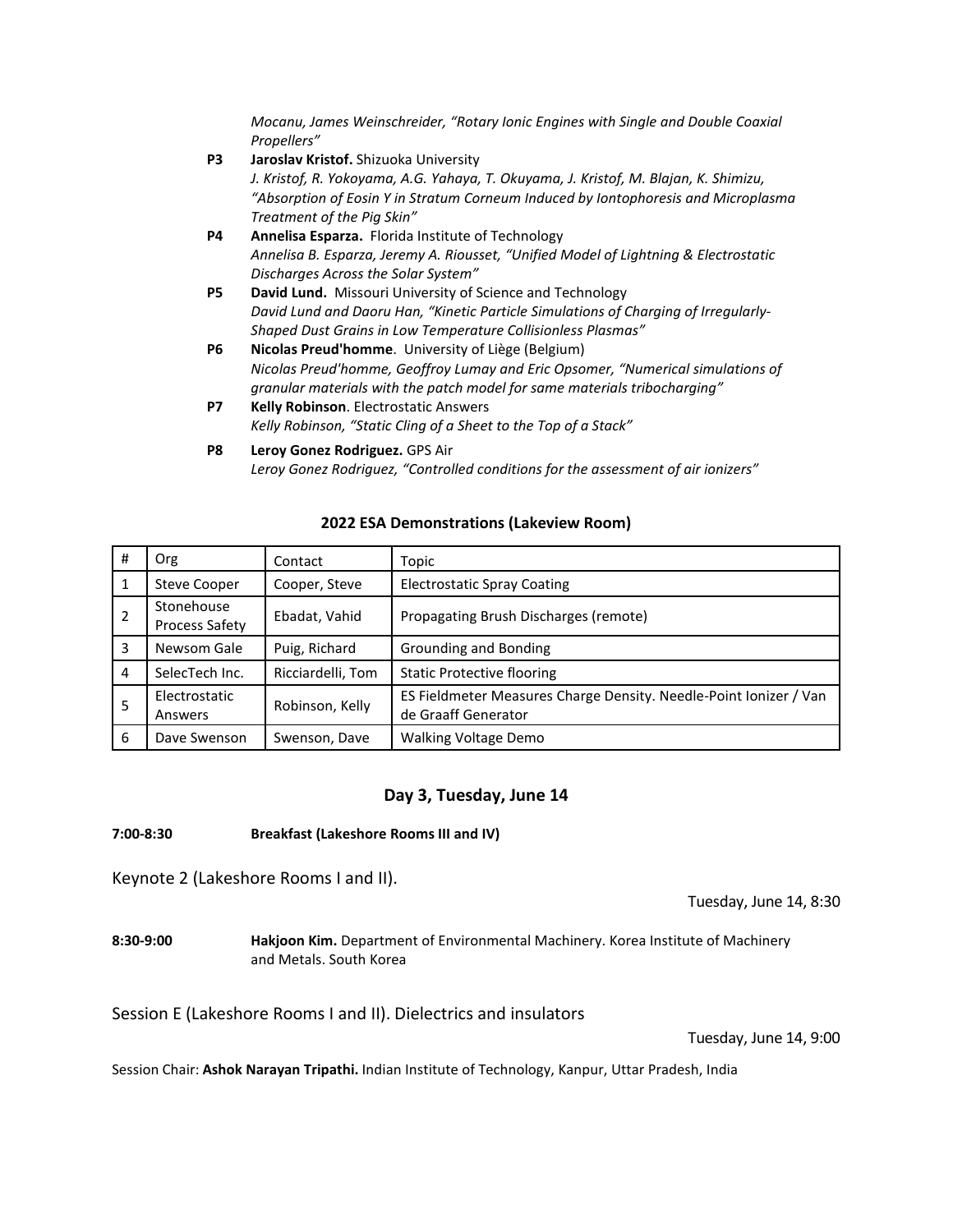*Mocanu, James Weinschreider, "Rotary Ionic Engines with Single and Double Coaxial Propellers"*

**P3** **Jaroslav Kristof.** Shizuoka University
*J. Kristof, R. Yokoyama, A.G. Yahaya, T. Okuyama, J. Kristof, M. Blajan, K. Shimizu, "Absorption of Eosin Y in Stratum Corneum Induced by Iontophoresis and Microplasma Treatment of the Pig Skin"*

**P4** **Annelisa Esparza.** Florida Institute of Technology
*Annelisa B. Esparza, Jeremy A. Riousset, "Unified Model of Lightning & Electrostatic Discharges Across the Solar System"*

**P5** **David Lund.** Missouri University of Science and Technology
*David Lund and Daoru Han, "Kinetic Particle Simulations of Charging of Irregularly-Shaped Dust Grains in Low Temperature Collisionless Plasmas"*

**P6** **Nicolas Preud'homme**. University of Liège (Belgium)
*Nicolas Preud'homme, Geoffroy Lumay and Eric Opsomer, "Numerical simulations of granular materials with the patch model for same materials tribocharging"*

**P7** **Kelly Robinson**. Electrostatic Answers
*Kelly Robinson, "Static Cling of a Sheet to the Top of a Stack"*

**P8** **Leroy Gonez Rodriguez.** GPS Air
*Leroy Gonez Rodriguez, "Controlled conditions for the assessment of air ionizers"*

**2022 ESA Demonstrations (Lakeview Room)**

| # | Org | Contact | Topic |
|---|---|---|---|
| 1 | Steve Cooper | Cooper, Steve | Electrostatic Spray Coating |
| 2 | Stonehouse Process Safety | Ebadat, Vahid | Propagating Brush Discharges (remote) |
| 3 | Newsom Gale | Puig, Richard | Grounding and Bonding |
| 4 | SelecTech Inc. | Ricciardelli, Tom | Static Protective flooring |
| 5 | Electrostatic Answers | Robinson, Kelly | ES Fieldmeter Measures Charge Density. Needle-Point Ionizer / Van de Graaff Generator |
| 6 | Dave Swenson | Swenson, Dave | Walking Voltage Demo |

## Day 3, Tuesday, June 14

**7:00-8:30** **Breakfast (Lakeshore Rooms III and IV)**

### Keynote 2 (Lakeshore Rooms I and II).

Tuesday, June 14, 8:30

**8:30-9:00** **Hakjoon Kim.** Department of Environmental Machinery. Korea Institute of Machinery and Metals. South Korea

### Session E (Lakeshore Rooms I and II). Dielectrics and insulators

Tuesday, June 14, 9:00

Session Chair: **Ashok Narayan Tripathi.** Indian Institute of Technology, Kanpur, Uttar Pradesh, India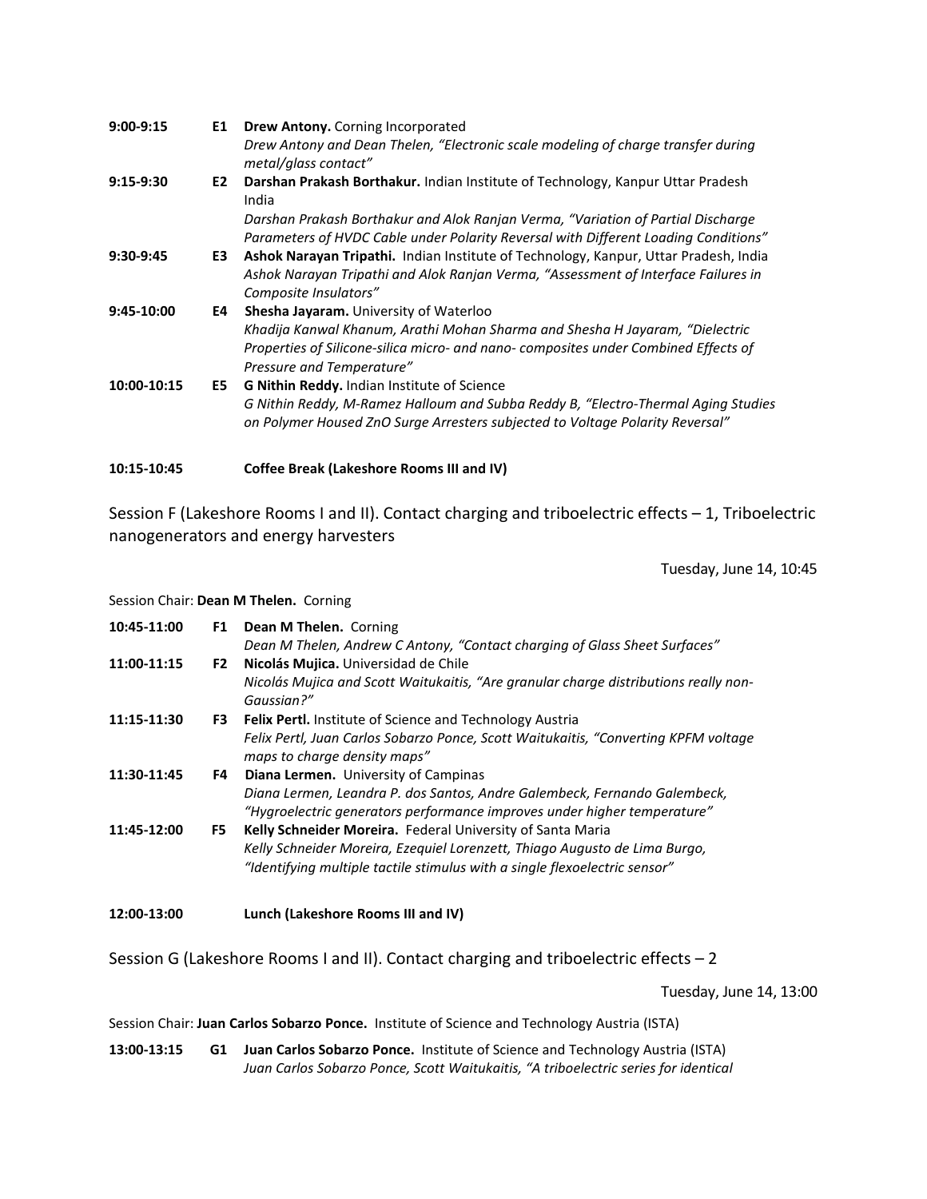| | | |
|---|---|---|
| **9:00-9:15** | **E1** | **Drew Antony.** Corning Incorporated<br>*Drew Antony and Dean Thelen, "Electronic scale modeling of charge transfer during metal/glass contact"* |
| **9:15-9:30** | **E2** | **Darshan Prakash Borthakur.** Indian Institute of Technology, Kanpur Uttar Pradesh India<br>*Darshan Prakash Borthakur and Alok Ranjan Verma, "Variation of Partial Discharge Parameters of HVDC Cable under Polarity Reversal with Different Loading Conditions"* |
| **9:30-9:45** | **E3** | **Ashok Narayan Tripathi.** Indian Institute of Technology, Kanpur, Uttar Pradesh, India<br>*Ashok Narayan Tripathi and Alok Ranjan Verma, "Assessment of Interface Failures in Composite Insulators"* |
| **9:45-10:00** | **E4** | **Shesha Jayaram.** University of Waterloo<br>*Khadija Kanwal Khanum, Arathi Mohan Sharma and Shesha H Jayaram, "Dielectric Properties of Silicone-silica micro- and nano- composites under Combined Effects of Pressure and Temperature"* |
| **10:00-10:15** | **E5** | **G Nithin Reddy.** Indian Institute of Science<br>*G Nithin Reddy, M-Ramez Halloum and Subba Reddy B, "Electro-Thermal Aging Studies on Polymer Housed ZnO Surge Arresters subjected to Voltage Polarity Reversal"* |

**10:15-10:45** **Coffee Break (Lakeshore Rooms III and IV)**

## Session F (Lakeshore Rooms I and II). Contact charging and triboelectric effects – 1, Triboelectric nanogenerators and energy harvesters

Tuesday, June 14, 10:45

Session Chair: **Dean M Thelen.** Corning

| | | |
|---|---|---|
| **10:45-11:00** | **F1** | **Dean M Thelen.** Corning<br>*Dean M Thelen, Andrew C Antony, "Contact charging of Glass Sheet Surfaces"* |
| **11:00-11:15** | **F2** | **Nicolás Mujica.** Universidad de Chile<br>*Nicolás Mujica and Scott Waitukaitis, "Are granular charge distributions really non-Gaussian?"* |
| **11:15-11:30** | **F3** | **Felix Pertl.** Institute of Science and Technology Austria<br>*Felix Pertl, Juan Carlos Sobarzo Ponce, Scott Waitukaitis, "Converting KPFM voltage maps to charge density maps"* |
| **11:30-11:45** | **F4** | **Diana Lermen.** University of Campinas<br>*Diana Lermen, Leandra P. dos Santos, Andre Galembeck, Fernando Galembeck, "Hygroelectric generators performance improves under higher temperature"* |
| **11:45-12:00** | **F5** | **Kelly Schneider Moreira.** Federal University of Santa Maria<br>*Kelly Schneider Moreira, Ezequiel Lorenzett, Thiago Augusto de Lima Burgo, "Identifying multiple tactile stimulus with a single flexoelectric sensor"* |

**12:00-13:00** **Lunch (Lakeshore Rooms III and IV)**

## Session G (Lakeshore Rooms I and II). Contact charging and triboelectric effects – 2

Tuesday, June 14, 13:00

Session Chair: **Juan Carlos Sobarzo Ponce.** Institute of Science and Technology Austria (ISTA)

| | | |
|---|---|---|
| **13:00-13:15** | **G1** | **Juan Carlos Sobarzo Ponce.** Institute of Science and Technology Austria (ISTA)<br>*Juan Carlos Sobarzo Ponce, Scott Waitukaitis, "A triboelectric series for identical* |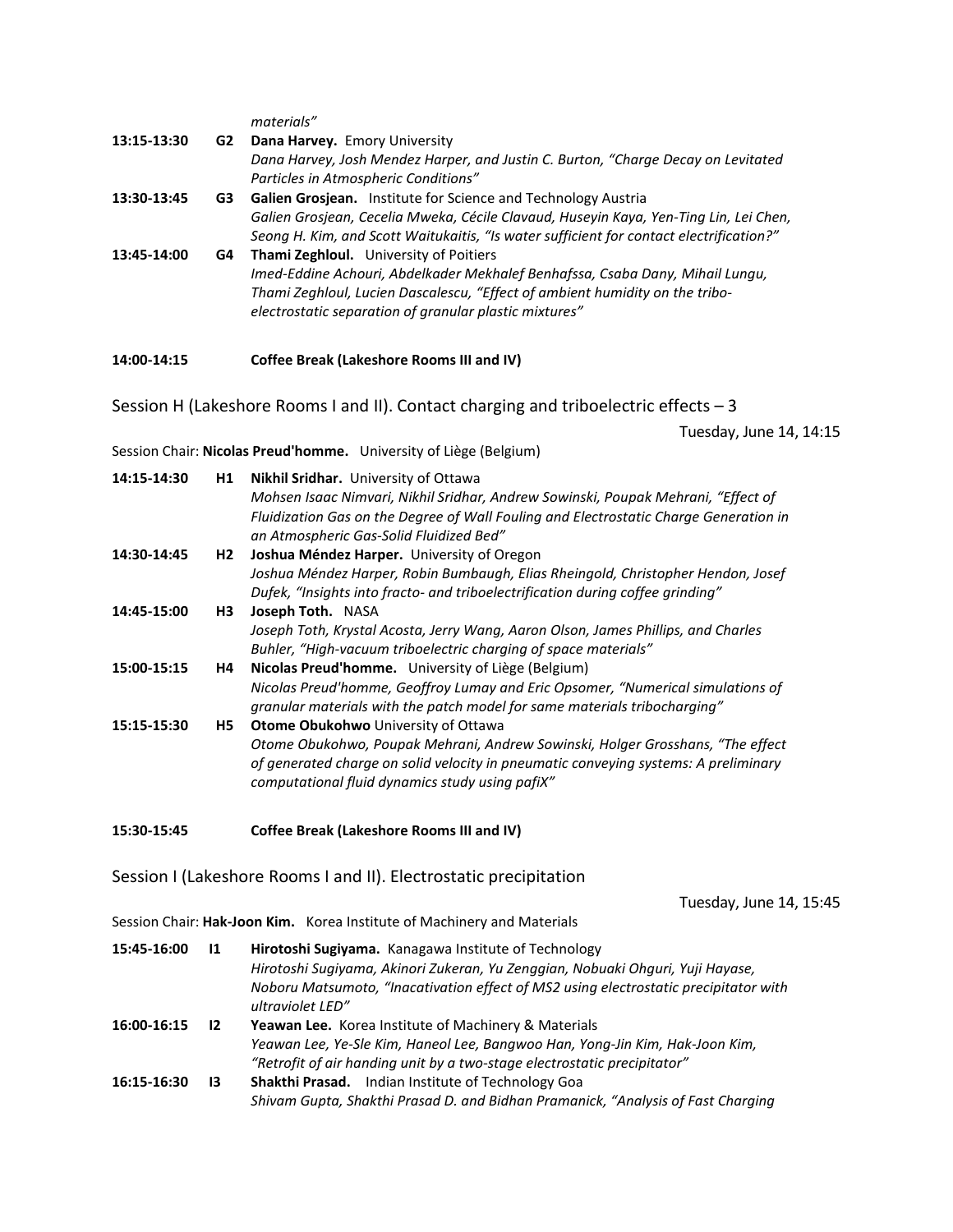*materials"*

**13:15-13:30** **G2** **Dana Harvey.** Emory University
*Dana Harvey, Josh Mendez Harper, and Justin C. Burton, "Charge Decay on Levitated Particles in Atmospheric Conditions"*

**13:30-13:45** **G3** **Galien Grosjean.** Institute for Science and Technology Austria
*Galien Grosjean, Cecelia Mweka, Cécile Clavaud, Huseyin Kaya, Yen-Ting Lin, Lei Chen, Seong H. Kim, and Scott Waitukaitis, "Is water sufficient for contact electrification?"*

**13:45-14:00** **G4** **Thami Zeghloul.** University of Poitiers
*Imed-Eddine Achouri, Abdelkader Mekhalef Benhafssa, Csaba Dany, Mihail Lungu, Thami Zeghloul, Lucien Dascalescu, "Effect of ambient humidity on the tribo-electrostatic separation of granular plastic mixtures"*

**14:00-14:15** **Coffee Break (Lakeshore Rooms III and IV)**

## Session H (Lakeshore Rooms I and II). Contact charging and triboelectric effects – 3

Tuesday, June 14, 14:15

Session Chair: **Nicolas Preud'homme.** University of Liège (Belgium)

**14:15-14:30** **H1** **Nikhil Sridhar.** University of Ottawa
*Mohsen Isaac Nimvari, Nikhil Sridhar, Andrew Sowinski, Poupak Mehrani, "Effect of Fluidization Gas on the Degree of Wall Fouling and Electrostatic Charge Generation in an Atmospheric Gas-Solid Fluidized Bed"*

**14:30-14:45** **H2** **Joshua Méndez Harper.** University of Oregon
*Joshua Méndez Harper, Robin Bumbaugh, Elias Rheingold, Christopher Hendon, Josef Dufek, "Insights into fracto- and triboelectrification during coffee grinding"*

**14:45-15:00** **H3** **Joseph Toth.** NASA
*Joseph Toth, Krystal Acosta, Jerry Wang, Aaron Olson, James Phillips, and Charles Buhler, "High-vacuum triboelectric charging of space materials"*

**15:00-15:15** **H4** **Nicolas Preud'homme.** University of Liège (Belgium)
*Nicolas Preud'homme, Geoffroy Lumay and Eric Opsomer, "Numerical simulations of granular materials with the patch model for same materials tribocharging"*

**15:15-15:30** **H5** **Otome Obukohwo** University of Ottawa
*Otome Obukohwo, Poupak Mehrani, Andrew Sowinski, Holger Grosshans, "The effect of generated charge on solid velocity in pneumatic conveying systems: A preliminary computational fluid dynamics study using pafiX"*

**15:30-15:45** **Coffee Break (Lakeshore Rooms III and IV)**

## Session I (Lakeshore Rooms I and II). Electrostatic precipitation

Tuesday, June 14, 15:45

Session Chair: **Hak-Joon Kim.** Korea Institute of Machinery and Materials

**15:45-16:00** **I1** **Hirotoshi Sugiyama.** Kanagawa Institute of Technology
*Hirotoshi Sugiyama, Akinori Zukeran, Yu Zenggian, Nobuaki Ohguri, Yuji Hayase, Noboru Matsumoto, "Inacativation effect of MS2 using electrostatic precipitator with ultraviolet LED"*

**16:00-16:15** **I2** **Yeawan Lee.** Korea Institute of Machinery & Materials
*Yeawan Lee, Ye-Sle Kim, Haneol Lee, Bangwoo Han, Yong-Jin Kim, Hak-Joon Kim, "Retrofit of air handing unit by a two-stage electrostatic precipitator"*

**16:15-16:30** **I3** **Shakthi Prasad.** Indian Institute of Technology Goa
*Shivam Gupta, Shakthi Prasad D. and Bidhan Pramanick, "Analysis of Fast Charging*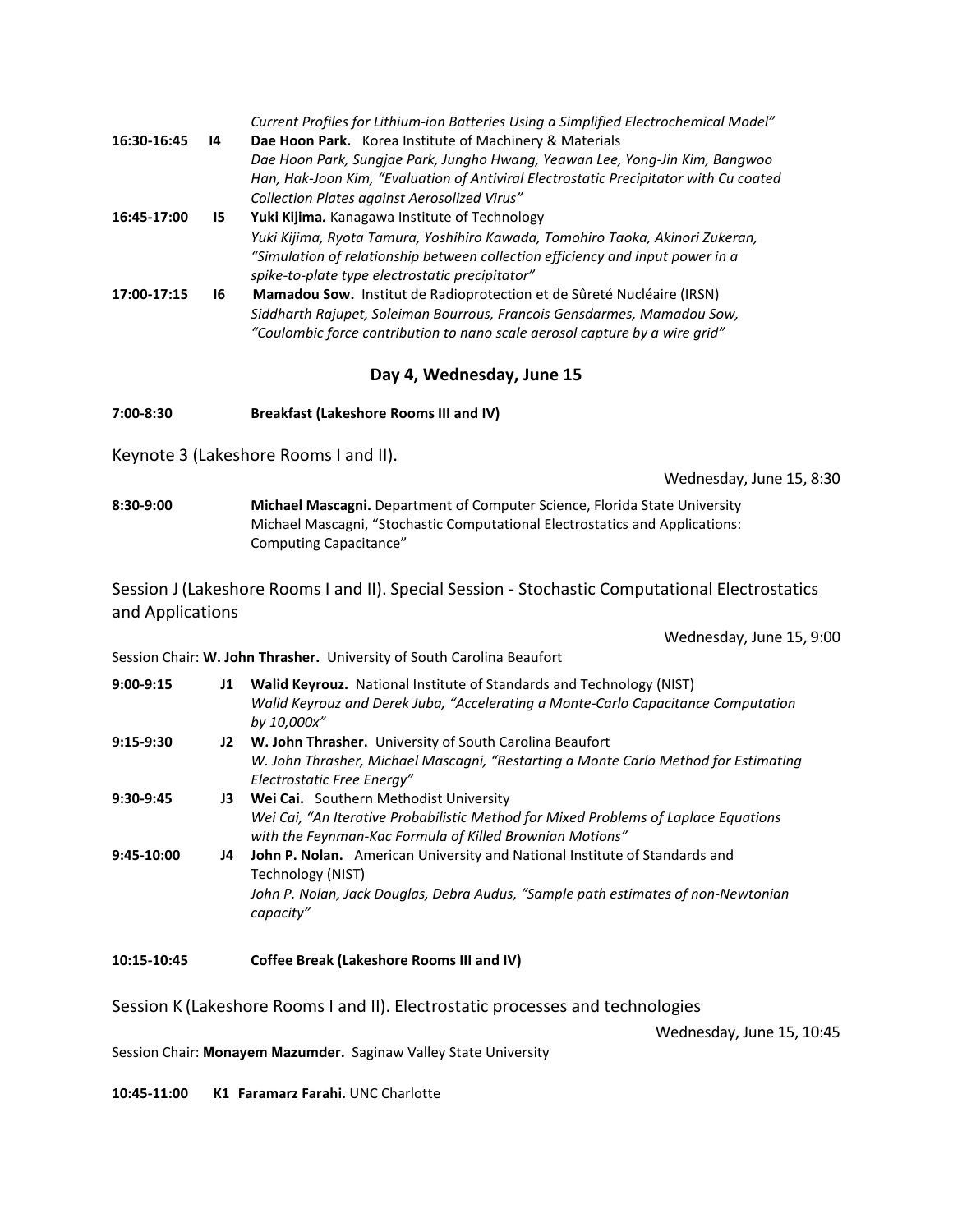*Current Profiles for Lithium-ion Batteries Using a Simplified Electrochemical Model"*

**16:30-16:45** **I4** **Dae Hoon Park.** Korea Institute of Machinery & Materials
*Dae Hoon Park, Sungjae Park, Jungho Hwang, Yeawan Lee, Yong-Jin Kim, Bangwoo Han, Hak-Joon Kim, "Evaluation of Antiviral Electrostatic Precipitator with Cu coated Collection Plates against Aerosolized Virus"*

**16:45-17:00** **I5** **Yuki Kijima.** Kanagawa Institute of Technology
*Yuki Kijima, Ryota Tamura, Yoshihiro Kawada, Tomohiro Taoka, Akinori Zukeran, "Simulation of relationship between collection efficiency and input power in a spike-to-plate type electrostatic precipitator"*

**17:00-17:15** **I6** **Mamadou Sow.** Institut de Radioprotection et de Sûreté Nucléaire (IRSN)
*Siddharth Rajupet, Soleiman Bourrous, Francois Gensdarmes, Mamadou Sow, "Coulombic force contribution to nano scale aerosol capture by a wire grid"*

## Day 4, Wednesday, June 15

**7:00-8:30** **Breakfast (Lakeshore Rooms III and IV)**

### Keynote 3 (Lakeshore Rooms I and II).

Wednesday, June 15, 8:30

**8:30-9:00** **Michael Mascagni.** Department of Computer Science, Florida State University
Michael Mascagni, "Stochastic Computational Electrostatics and Applications: Computing Capacitance"

### Session J (Lakeshore Rooms I and II). Special Session - Stochastic Computational Electrostatics and Applications

Wednesday, June 15, 9:00

Session Chair: **W. John Thrasher.** University of South Carolina Beaufort

**9:00-9:15** **J1** **Walid Keyrouz.** National Institute of Standards and Technology (NIST)
*Walid Keyrouz and Derek Juba, "Accelerating a Monte-Carlo Capacitance Computation by 10,000x"*

**9:15-9:30** **J2** **W. John Thrasher.** University of South Carolina Beaufort
*W. John Thrasher, Michael Mascagni, "Restarting a Monte Carlo Method for Estimating Electrostatic Free Energy"*

**9:30-9:45** **J3** **Wei Cai.** Southern Methodist University
*Wei Cai, "An Iterative Probabilistic Method for Mixed Problems of Laplace Equations with the Feynman-Kac Formula of Killed Brownian Motions"*

**9:45-10:00** **J4** **John P. Nolan.** American University and National Institute of Standards and Technology (NIST)
*John P. Nolan, Jack Douglas, Debra Audus, "Sample path estimates of non-Newtonian capacity"*

**10:15-10:45** **Coffee Break (Lakeshore Rooms III and IV)**

### Session K (Lakeshore Rooms I and II). Electrostatic processes and technologies

Wednesday, June 15, 10:45

Session Chair: **Monayem Mazumder.** Saginaw Valley State University

**10:45-11:00** **K1** **Faramarz Farahi.** UNC Charlotte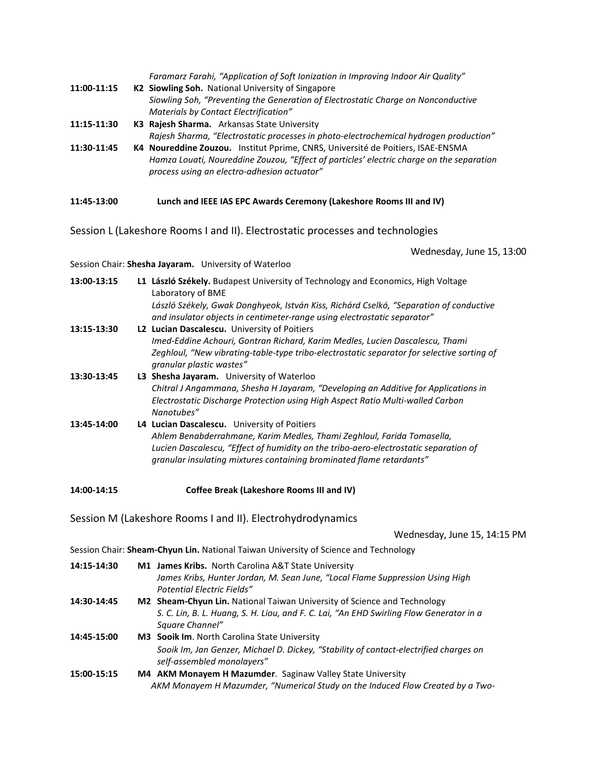*Faramarz Farahi, "Application of Soft Ionization in Improving Indoor Air Quality"*

**11:00-11:15** **K2 Siowling Soh.** National University of Singapore
*Siowling Soh, "Preventing the Generation of Electrostatic Charge on Nonconductive Materials by Contact Electrification"*

**11:15-11:30** **K3 Rajesh Sharma.** Arkansas State University
*Rajesh Sharma, "Electrostatic processes in photo-electrochemical hydrogen production"*

**11:30-11:45** **K4 Noureddine Zouzou.** Institut Pprime, CNRS, Université de Poitiers, ISAE-ENSMA
*Hamza Louati, Noureddine Zouzou, "Effect of particles' electric charge on the separation process using an electro-adhesion actuator"*

**11:45-13:00** **Lunch and IEEE IAS EPC Awards Ceremony (Lakeshore Rooms III and IV)**

## Session L (Lakeshore Rooms I and II). Electrostatic processes and technologies

Wednesday, June 15, 13:00

Session Chair: **Shesha Jayaram.** University of Waterloo

**13:00-13:15** **L1 László Székely.** Budapest University of Technology and Economics, High Voltage Laboratory of BME
*László Székely, Gwak Donghyeok, István Kiss, Richárd Cselkó, "Separation of conductive and insulator objects in centimeter-range using electrostatic separator"*

**13:15-13:30** **L2 Lucian Dascalescu.** University of Poitiers
*Imed-Eddine Achouri, Gontran Richard, Karim Medles, Lucien Dascalescu, Thami Zeghloul, "New vibrating-table-type tribo-electrostatic separator for selective sorting of granular plastic wastes"*

**13:30-13:45** **L3 Shesha Jayaram.** University of Waterloo
*Chitral J Angammana, Shesha H Jayaram, "Developing an Additive for Applications in Electrostatic Discharge Protection using High Aspect Ratio Multi-walled Carbon Nanotubes"*

**13:45-14:00** **L4 Lucian Dascalescu.** University of Poitiers
*Ahlem Benabderrahmane, Karim Medles, Thami Zeghloul, Farida Tomasella, Lucien Dascalescu, "Effect of humidity on the tribo-aero-electrostatic separation of granular insulating mixtures containing brominated flame retardants"*

**14:00-14:15** **Coffee Break (Lakeshore Rooms III and IV)**

## Session M (Lakeshore Rooms I and II). Electrohydrodynamics

Wednesday, June 15, 14:15 PM

Session Chair: **Sheam-Chyun Lin.** National Taiwan University of Science and Technology

**14:15-14:30** **M1 James Kribs.** North Carolina A&T State University
*James Kribs, Hunter Jordan, M. Sean June, "Local Flame Suppression Using High Potential Electric Fields"*

**14:30-14:45** **M2 Sheam-Chyun Lin.** National Taiwan University of Science and Technology
*S. C. Lin, B. L. Huang, S. H. Liou, and F. C. Lai, "An EHD Swirling Flow Generator in a Square Channel"*

**14:45-15:00** **M3 Sooik Im**. North Carolina State University
*Sooik Im, Jan Genzer, Michael D. Dickey, "Stability of contact-electrified charges on self-assembled monolayers"*

**15:00-15:15** **M4 AKM Monayem H Mazumder**. Saginaw Valley State University
*AKM Monayem H Mazumder, "Numerical Study on the Induced Flow Created by a Two-*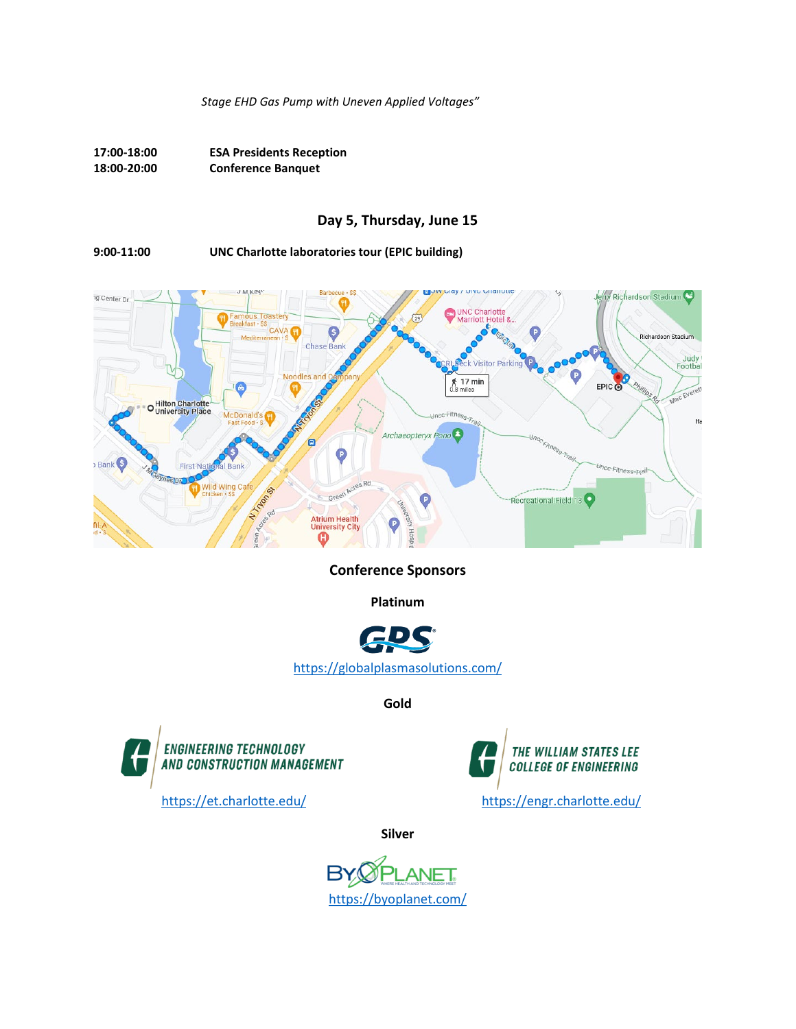*Stage EHD Gas Pump with Uneven Applied Voltages"*

**17:00-18:00** **ESA Presidents Reception**
**18:00-20:00** **Conference Banquet**

## Day 5, Thursday, June 15

**9:00-11:00** **UNC Charlotte laboratories tour (EPIC building)**

### Conference Sponsors

**Platinum**

https://globalplasmasolutions.com/

**Gold**

ENGINEERING TECHNOLOGY AND CONSTRUCTION MANAGEMENT
https://et.charlotte.edu/

THE WILLIAM STATES LEE COLLEGE OF ENGINEERING
https://engr.charlotte.edu/

**Silver**

https://byoplanet.com/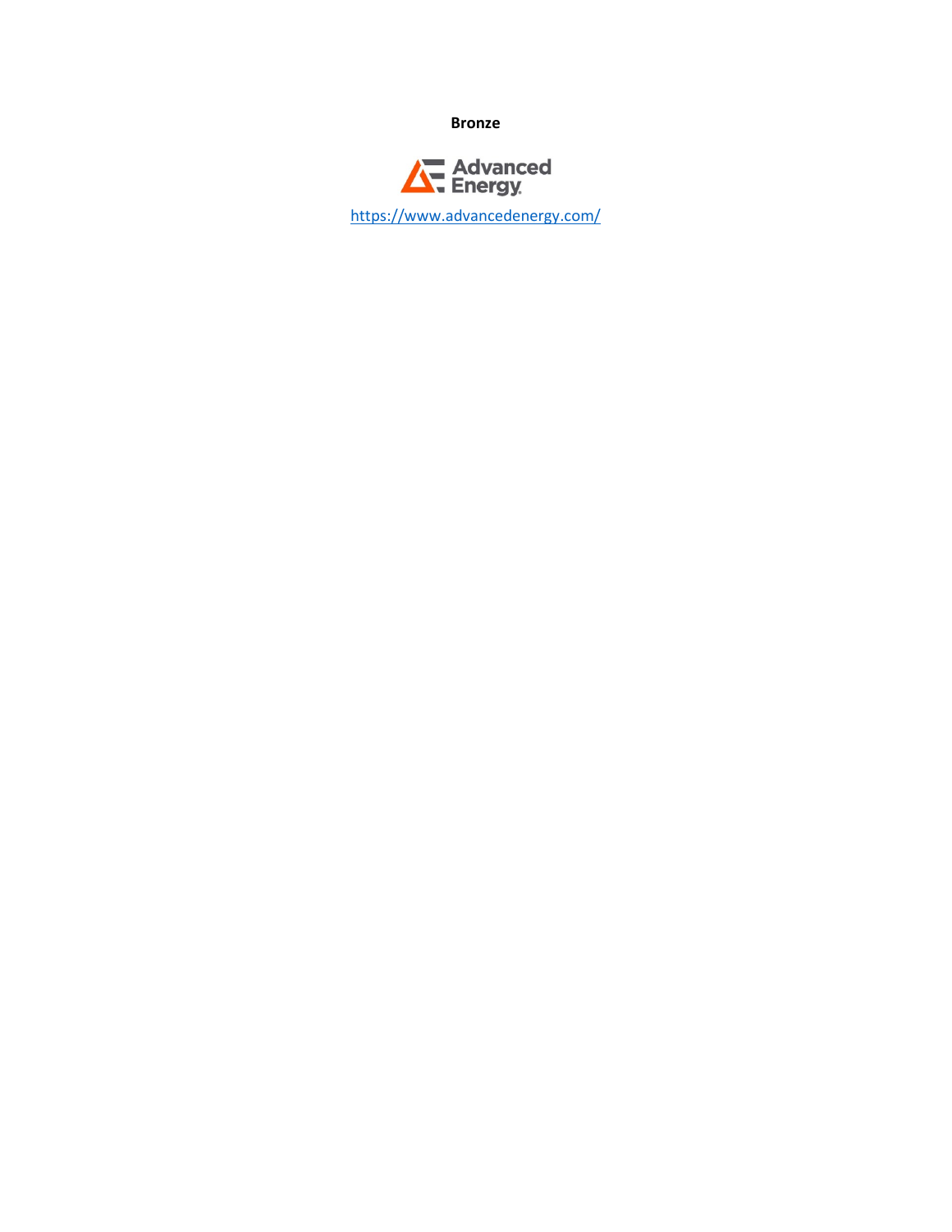**Bronze**

Advanced Energy

https://www.advancedenergy.com/